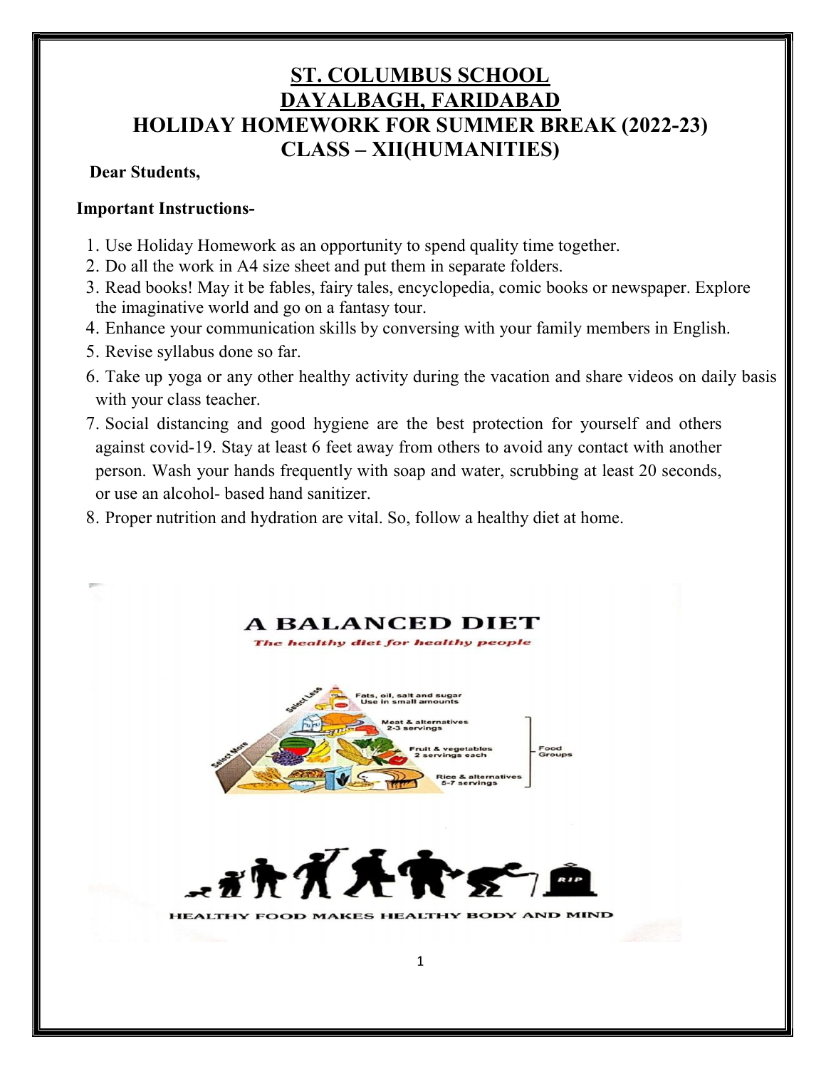# ST. COLUMBUS SCHOOL
# DAYALBAGH, FARIDABAD
## HOLIDAY HOMEWORK FOR SUMMER BREAK (2022-23)
## CLASS – XII(HUMANITIES)

**Dear Students,**

**Important Instructions-**

1. Use Holiday Homework as an opportunity to spend quality time together.
2. Do all the work in A4 size sheet and put them in separate folders.
3. Read books! May it be fables, fairy tales, encyclopedia, comic books or newspaper. Explore the imaginative world and go on a fantasy tour.
4. Enhance your communication skills by conversing with your family members in English.
5. Revise syllabus done so far.
6. Take up yoga or any other healthy activity during the vacation and share videos on daily basis with your class teacher.
7. Social distancing and good hygiene are the best protection for yourself and others against covid-19. Stay at least 6 feet away from others to avoid any contact with another person. Wash your hands frequently with soap and water, scrubbing at least 20 seconds, or use an alcohol- based hand sanitizer.
8. Proper nutrition and hydration are vital. So, follow a healthy diet at home.

**A BALANCED DIET**

*The healthy diet for healthy people*

- Fats, oil, salt and sugar — Use in small amounts
- Meat & alternatives — 2-3 servings
- Fruit & vegetables — 2 servings each
- Rice & alternatives — 5-7 servings

Select Less / Select More — Food Groups

HEALTHY FOOD MAKES HEALTHY BODY AND MIND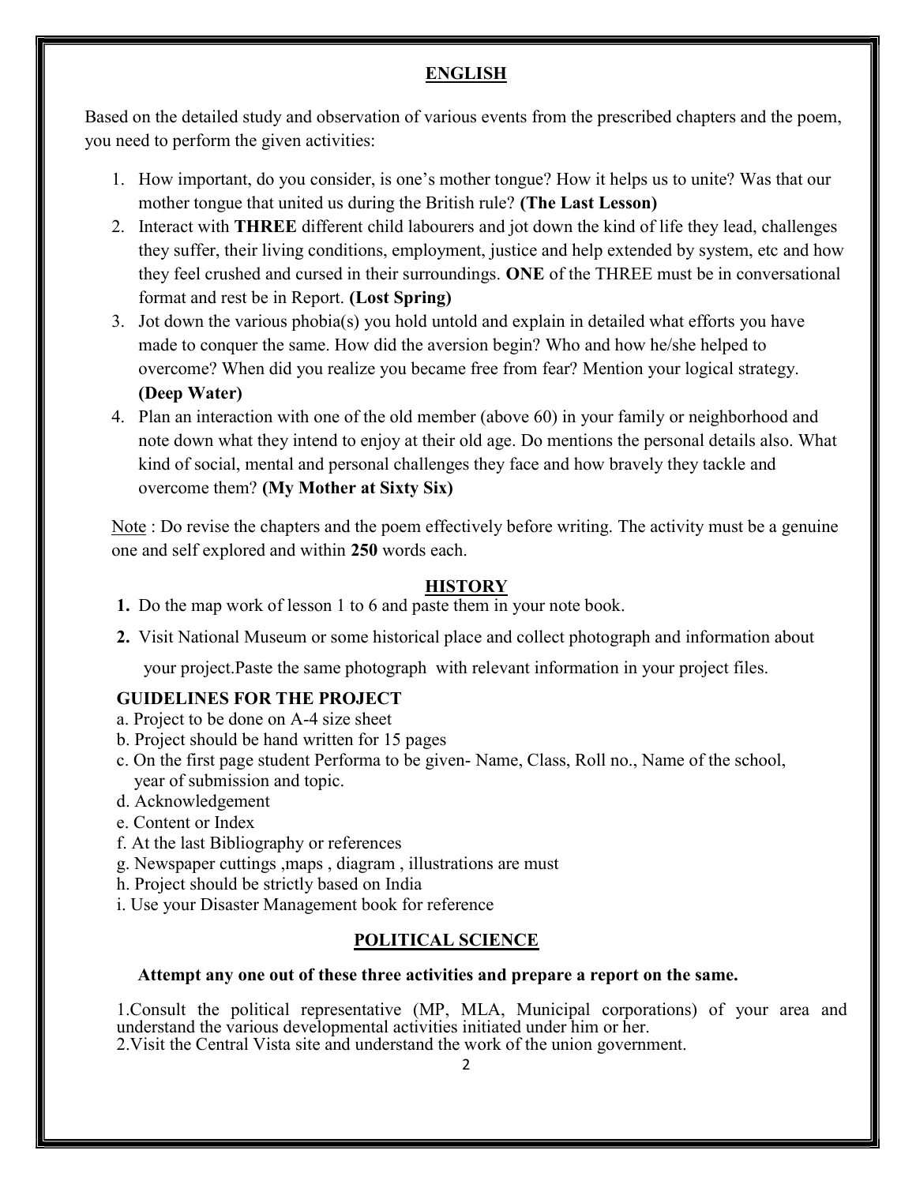## ENGLISH

Based on the detailed study and observation of various events from the prescribed chapters and the poem, you need to perform the given activities:

1. How important, do you consider, is one's mother tongue? How it helps us to unite? Was that our mother tongue that united us during the British rule? **(The Last Lesson)**
2. Interact with **THREE** different child labourers and jot down the kind of life they lead, challenges they suffer, their living conditions, employment, justice and help extended by system, etc and how they feel crushed and cursed in their surroundings. **ONE** of the THREE must be in conversational format and rest be in Report. **(Lost Spring)**
3. Jot down the various phobia(s) you hold untold and explain in detailed what efforts you have made to conquer the same. How did the aversion begin? Who and how he/she helped to overcome? When did you realize you became free from fear? Mention your logical strategy. **(Deep Water)**
4. Plan an interaction with one of the old member (above 60) in your family or neighborhood and note down what they intend to enjoy at their old age. Do mentions the personal details also. What kind of social, mental and personal challenges they face and how bravely they tackle and overcome them? **(My Mother at Sixty Six)**

Note : Do revise the chapters and the poem effectively before writing. The activity must be a genuine one and self explored and within **250** words each.

## HISTORY

1. Do the map work of lesson 1 to 6 and paste them in your note book.
2. Visit National Museum or some historical place and collect photograph and information about your project.Paste the same photograph with relevant information in your project files.

### GUIDELINES FOR THE PROJECT

a. Project to be done on A-4 size sheet
b. Project should be hand written for 15 pages
c. On the first page student Performa to be given- Name, Class, Roll no., Name of the school, year of submission and topic.
d. Acknowledgement
e. Content or Index
f. At the last Bibliography or references
g. Newspaper cuttings ,maps , diagram , illustrations are must
h. Project should be strictly based on India
i. Use your Disaster Management book for reference

## POLITICAL SCIENCE

**Attempt any one out of these three activities and prepare a report on the same.**

1.Consult the political representative (MP, MLA, Municipal corporations) of your area and understand the various developmental activities initiated under him or her.
2.Visit the Central Vista site and understand the work of the union government.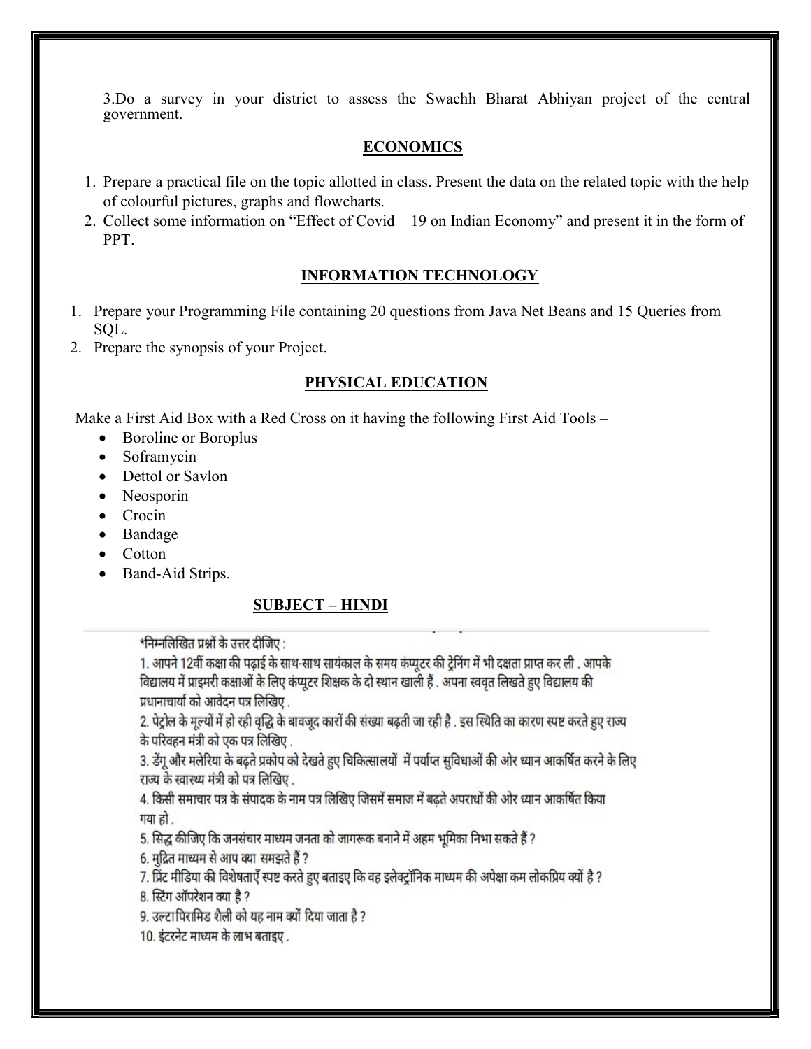3.Do a survey in your district to assess the Swachh Bharat Abhiyan project of the central government.

## ECONOMICS

1. Prepare a practical file on the topic allotted in class. Present the data on the related topic with the help of colourful pictures, graphs and flowcharts.
2. Collect some information on "Effect of Covid – 19 on Indian Economy" and present it in the form of PPT.

## INFORMATION TECHNOLOGY

1. Prepare your Programming File containing 20 questions from Java Net Beans and 15 Queries from SQL.
2. Prepare the synopsis of your Project.

## PHYSICAL EDUCATION

Make a First Aid Box with a Red Cross on it having the following First Aid Tools –

- Boroline or Boroplus
- Soframycin
- Dettol or Savlon
- Neosporin
- Crocin
- Bandage
- Cotton
- Band-Aid Strips.

## SUBJECT – HINDI

*निम्नलिखित प्रश्नों के उत्तर दीजिए :

1. आपने 12वीं कक्षा की पढ़ाई के साथ-साथ सायंकाल के समय कंप्यूटर की ट्रेनिंग में भी दक्षता प्राप्त कर ली . आपके विद्यालय में प्राइमरी कक्षाओं के लिए कंप्यूटर शिक्षक के दो स्थान खाली हैं . अपना स्ववृत लिखते हुए विद्यालय की प्रधानाचार्या को आवेदन पत्र लिखिए .
2. पेट्रोल के मूल्यों में हो रही वृद्धि के बावजूद कारों की संख्या बढ़ती जा रही है . इस स्थिति का कारण स्पष्ट करते हुए राज्य के परिवहन मंत्री को एक पत्र लिखिए .
3. डेंगू और मलेरिया के बढ़ते प्रकोप को देखते हुए चिकित्सालयों में पर्याप्त सुविधाओं की ओर ध्यान आकर्षित करने के लिए राज्य के स्वास्थ्य मंत्री को पत्र लिखिए .
4. किसी समाचार पत्र के संपादक के नाम पत्र लिखिए जिसमें समाज में बढ़ते अपराधों की ओर ध्यान आकर्षित किया गया हो .
5. सिद्ध कीजिए कि जनसंचार माध्यम जनता को जागरूक बनाने में अहम भूमिका निभा सकते हैं ?
6. मुद्रित माध्यम से आप क्या समझते हैं ?
7. प्रिंट मीडिया की विशेषताएँ स्पष्ट करते हुए बताइए कि वह इलेक्ट्रॉनिक माध्यम की अपेक्षा कम लोकप्रिय क्यों है ?
8. स्टिंग ऑपरेशन क्या है ?
9. उल्टा पिरामिड शैली को यह नाम क्यों दिया जाता है ?
10. इंटरनेट माध्यम के लाभ बताइए .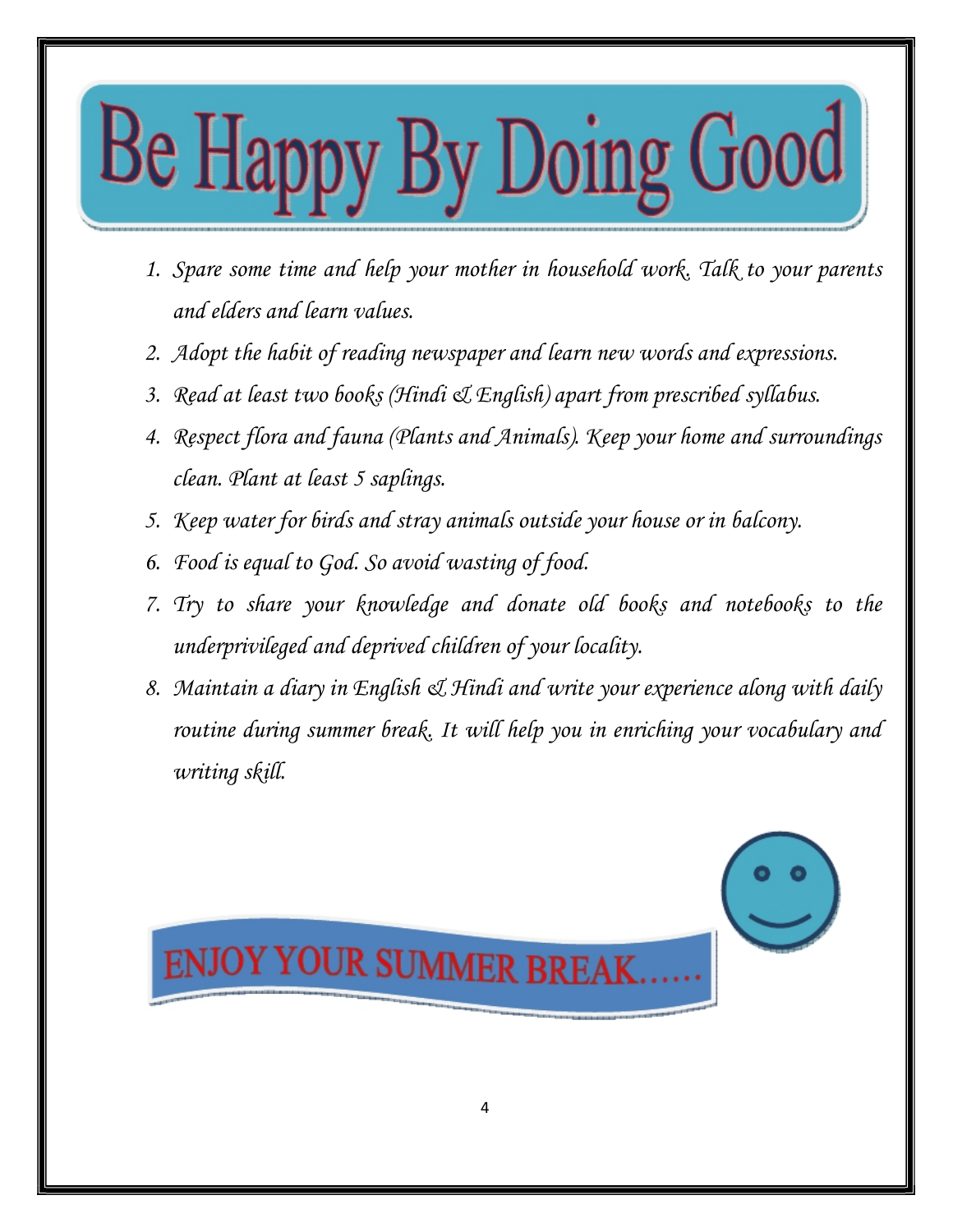# Be Happy By Doing Good

1. *Spare some time and help your mother in household work. Talk to your parents and elders and learn values.*
2. *Adopt the habit of reading newspaper and learn new words and expressions.*
3. *Read at least two books (Hindi & English) apart from prescribed syllabus.*
4. *Respect flora and fauna (Plants and Animals). Keep your home and surroundings clean. Plant at least 5 saplings.*
5. *Keep water for birds and stray animals outside your house or in balcony.*
6. *Food is equal to God. So avoid wasting of food.*
7. *Try to share your knowledge and donate old books and notebooks to the underprivileged and deprived children of your locality.*
8. *Maintain a diary in English & Hindi and write your experience along with daily routine during summer break. It will help you in enriching your vocabulary and writing skill.*

ENJOY YOUR SUMMER BREAK……